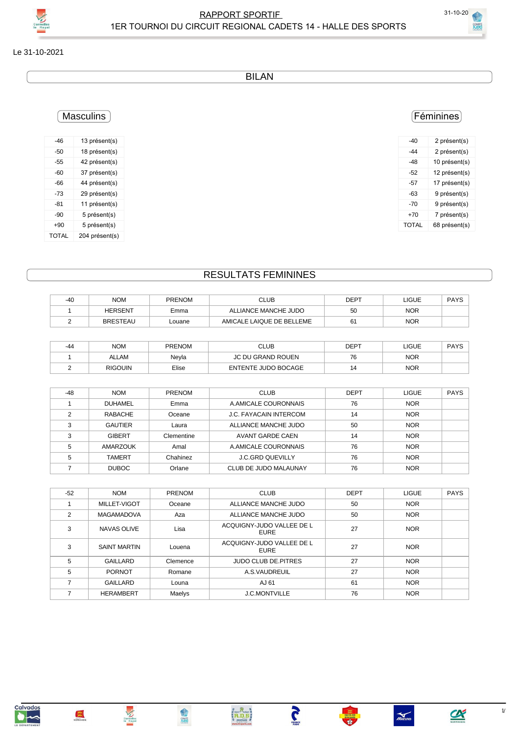# RAPPORT SPORTIF

## 1ER TOURNOI DU CIRCUIT REGIONAL CADETS 14 - HALLE DES SPORTS

Le 31-10-2021

## BILAN

### Masculins

| | |
|---|---|
| -46 | 13 présent(s) |
| -50 | 18 présent(s) |
| -55 | 42 présent(s) |
| -60 | 37 présent(s) |
| -66 | 44 présent(s) |
| -73 | 29 présent(s) |
| -81 | 11 présent(s) |
| -90 | 5 présent(s) |
| +90 | 5 présent(s) |
| TOTAL | 204 présent(s) |

### Féminines

| | |
|---|---|
| -40 | 2 présent(s) |
| -44 | 2 présent(s) |
| -48 | 10 présent(s) |
| -52 | 12 présent(s) |
| -57 | 17 présent(s) |
| -63 | 9 présent(s) |
| -70 | 9 présent(s) |
| +70 | 7 présent(s) |
| TOTAL | 68 présent(s) |

## RESULTATS FEMININES

| -40 | NOM | PRENOM | CLUB | DEPT | LIGUE | PAYS |
|---|---|---|---|---|---|---|
| 1 | HERSENT | Emma | ALLIANCE MANCHE JUDO | 50 | NOR | |
| 2 | BRESTEAU | Louane | AMICALE LAIQUE DE BELLEME | 61 | NOR | |

| -44 | NOM | PRENOM | CLUB | DEPT | LIGUE | PAYS |
|---|---|---|---|---|---|---|
| 1 | ALLAM | Neyla | JC DU GRAND ROUEN | 76 | NOR | |
| 2 | RIGOUIN | Elise | ENTENTE JUDO BOCAGE | 14 | NOR | |

| -48 | NOM | PRENOM | CLUB | DEPT | LIGUE | PAYS |
|---|---|---|---|---|---|---|
| 1 | DUHAMEL | Emma | A.AMICALE COURONNAIS | 76 | NOR | |
| 2 | RABACHE | Oceane | J.C. FAYACAIN INTERCOM | 14 | NOR | |
| 3 | GAUTIER | Laura | ALLIANCE MANCHE JUDO | 50 | NOR | |
| 3 | GIBERT | Clementine | AVANT GARDE CAEN | 14 | NOR | |
| 5 | AMARZOUK | Amal | A.AMICALE COURONNAIS | 76 | NOR | |
| 5 | TAMERT | Chahinez | J.C.GRD QUEVILLY | 76 | NOR | |
| 7 | DUBOC | Orlane | CLUB DE JUDO MALAUNAY | 76 | NOR | |

| -52 | NOM | PRENOM | CLUB | DEPT | LIGUE | PAYS |
|---|---|---|---|---|---|---|
| 1 | MILLET-VIGOT | Oceane | ALLIANCE MANCHE JUDO | 50 | NOR | |
| 2 | MAGAMADOVA | Aza | ALLIANCE MANCHE JUDO | 50 | NOR | |
| 3 | NAVAS OLIVE | Lisa | ACQUIGNY-JUDO VALLEE DE L EURE | 27 | NOR | |
| 3 | SAINT MARTIN | Louena | ACQUIGNY-JUDO VALLEE DE L EURE | 27 | NOR | |
| 5 | GAILLARD | Clemence | JUDO CLUB DE.PITRES | 27 | NOR | |
| 5 | PORNOT | Romane | A.S.VAUDREUIL | 27 | NOR | |
| 7 | GAILLARD | Louna | AJ 61 | 61 | NOR | |
| 7 | HERAMBERT | Maelys | J.C.MONTVILLE | 76 | NOR | |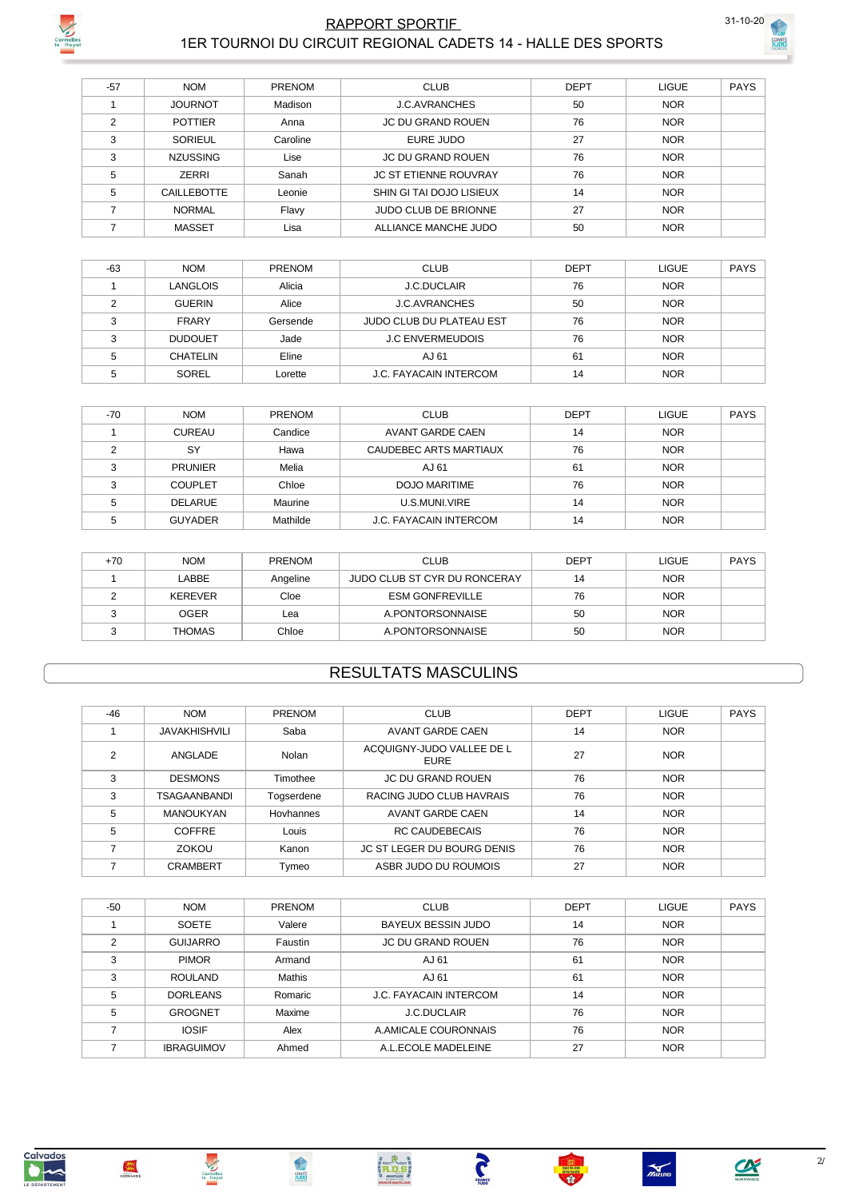# RAPPORT SPORTIF

## 1ER TOURNOI DU CIRCUIT REGIONAL CADETS 14 - HALLE DES SPORTS

31-10-20

| -57 | NOM | PRENOM | CLUB | DEPT | LIGUE | PAYS |
|---|---|---|---|---|---|---|
| 1 | JOURNOT | Madison | J.C.AVRANCHES | 50 | NOR | |
| 2 | POTTIER | Anna | JC DU GRAND ROUEN | 76 | NOR | |
| 3 | SORIEUL | Caroline | EURE JUDO | 27 | NOR | |
| 3 | NZUSSING | Lise | JC DU GRAND ROUEN | 76 | NOR | |
| 5 | ZERRI | Sanah | JC ST ETIENNE ROUVRAY | 76 | NOR | |
| 5 | CAILLEBOTTE | Leonie | SHIN GI TAI DOJO LISIEUX | 14 | NOR | |
| 7 | NORMAL | Flavy | JUDO CLUB DE BRIONNE | 27 | NOR | |
| 7 | MASSET | Lisa | ALLIANCE MANCHE JUDO | 50 | NOR | |

| -63 | NOM | PRENOM | CLUB | DEPT | LIGUE | PAYS |
|---|---|---|---|---|---|---|
| 1 | LANGLOIS | Alicia | J.C.DUCLAIR | 76 | NOR | |
| 2 | GUERIN | Alice | J.C.AVRANCHES | 50 | NOR | |
| 3 | FRARY | Gersende | JUDO CLUB DU PLATEAU EST | 76 | NOR | |
| 3 | DUDOUET | Jade | J.C ENVERMEUDOIS | 76 | NOR | |
| 5 | CHATELIN | Eline | AJ 61 | 61 | NOR | |
| 5 | SOREL | Lorette | J.C. FAYACAIN INTERCOM | 14 | NOR | |

| -70 | NOM | PRENOM | CLUB | DEPT | LIGUE | PAYS |
|---|---|---|---|---|---|---|
| 1 | CUREAU | Candice | AVANT GARDE CAEN | 14 | NOR | |
| 2 | SY | Hawa | CAUDEBEC ARTS MARTIAUX | 76 | NOR | |
| 3 | PRUNIER | Melia | AJ 61 | 61 | NOR | |
| 3 | COUPLET | Chloe | DOJO MARITIME | 76 | NOR | |
| 5 | DELARUE | Maurine | U.S.MUNI.VIRE | 14 | NOR | |
| 5 | GUYADER | Mathilde | J.C. FAYACAIN INTERCOM | 14 | NOR | |

| +70 | NOM | PRENOM | CLUB | DEPT | LIGUE | PAYS |
|---|---|---|---|---|---|---|
| 1 | LABBE | Angeline | JUDO CLUB ST CYR DU RONCERAY | 14 | NOR | |
| 2 | KEREVER | Cloe | ESM GONFREVILLE | 76 | NOR | |
| 3 | OGER | Lea | A.PONTORSONNAISE | 50 | NOR | |
| 3 | THOMAS | Chloe | A.PONTORSONNAISE | 50 | NOR | |

## RESULTATS MASCULINS

| -46 | NOM | PRENOM | CLUB | DEPT | LIGUE | PAYS |
|---|---|---|---|---|---|---|
| 1 | JAVAKHISHVILI | Saba | AVANT GARDE CAEN | 14 | NOR | |
| 2 | ANGLADE | Nolan | ACQUIGNY-JUDO VALLEE DE L EURE | 27 | NOR | |
| 3 | DESMONS | Timothee | JC DU GRAND ROUEN | 76 | NOR | |
| 3 | TSAGAANBANDI | Togserdene | RACING JUDO CLUB HAVRAIS | 76 | NOR | |
| 5 | MANOUKYAN | Hovhannes | AVANT GARDE CAEN | 14 | NOR | |
| 5 | COFFRE | Louis | RC CAUDEBECAIS | 76 | NOR | |
| 7 | ZOKOU | Kanon | JC ST LEGER DU BOURG DENIS | 76 | NOR | |
| 7 | CRAMBERT | Tymeo | ASBR JUDO DU ROUMOIS | 27 | NOR | |

| -50 | NOM | PRENOM | CLUB | DEPT | LIGUE | PAYS |
|---|---|---|---|---|---|---|
| 1 | SOETE | Valere | BAYEUX BESSIN JUDO | 14 | NOR | |
| 2 | GUIJARRO | Faustin | JC DU GRAND ROUEN | 76 | NOR | |
| 3 | PIMOR | Armand | AJ 61 | 61 | NOR | |
| 3 | ROULAND | Mathis | AJ 61 | 61 | NOR | |
| 5 | DORLEANS | Romaric | J.C. FAYACAIN INTERCOM | 14 | NOR | |
| 5 | GROGNET | Maxime | J.C.DUCLAIR | 76 | NOR | |
| 7 | IOSIF | Alex | A.AMICALE COURONNAIS | 76 | NOR | |
| 7 | IBRAGUIMOV | Ahmed | A.L.ECOLE MADELEINE | 27 | NOR | |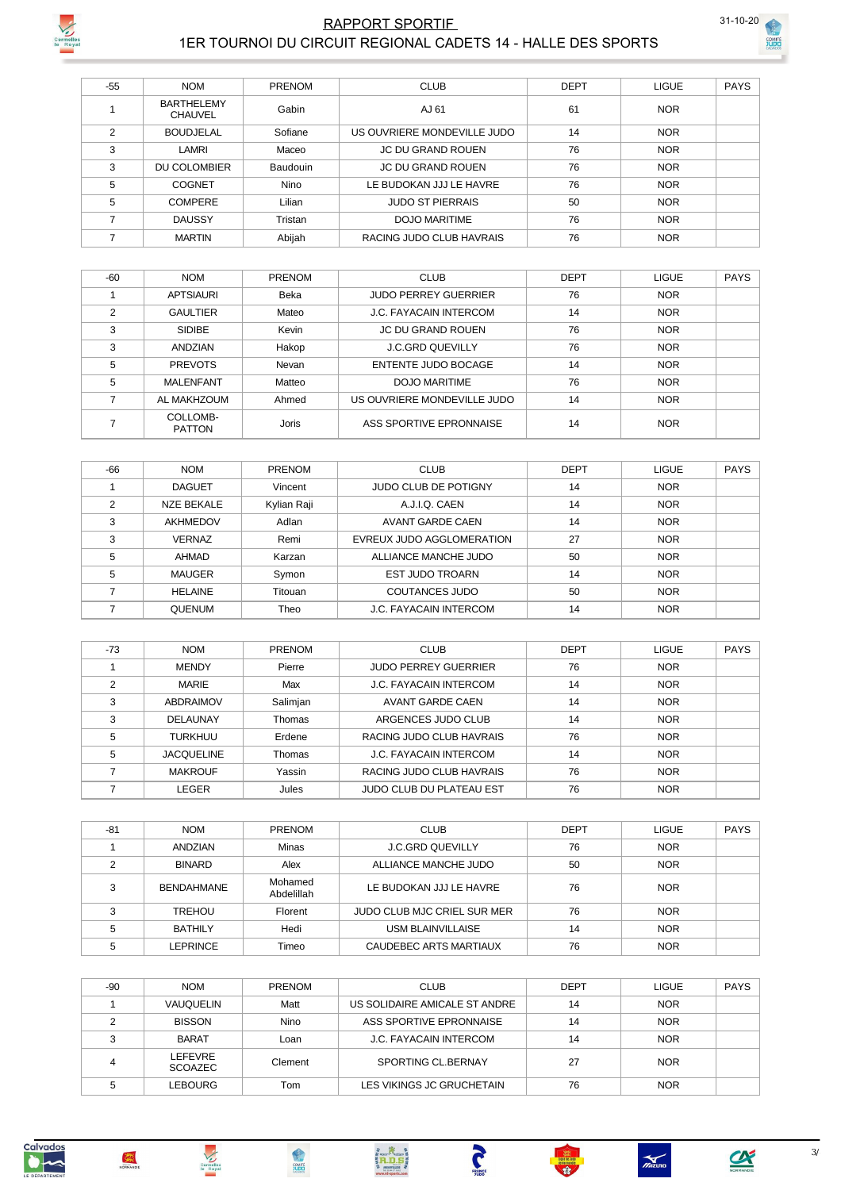# RAPPORT SPORTIF

## 1ER TOURNOI DU CIRCUIT REGIONAL CADETS 14 - HALLE DES SPORTS

31-10-20

| -55 | NOM | PRENOM | CLUB | DEPT | LIGUE | PAYS |
|---|---|---|---|---|---|---|
| 1 | BARTHELEMY CHAUVEL | Gabin | AJ 61 | 61 | NOR | |
| 2 | BOUDJELAL | Sofiane | US OUVRIERE MONDEVILLE JUDO | 14 | NOR | |
| 3 | LAMRI | Maceo | JC DU GRAND ROUEN | 76 | NOR | |
| 3 | DU COLOMBIER | Baudouin | JC DU GRAND ROUEN | 76 | NOR | |
| 5 | COGNET | Nino | LE BUDOKAN JJJ LE HAVRE | 76 | NOR | |
| 5 | COMPERE | Lilian | JUDO ST PIERRAIS | 50 | NOR | |
| 7 | DAUSSY | Tristan | DOJO MARITIME | 76 | NOR | |
| 7 | MARTIN | Abijah | RACING JUDO CLUB HAVRAIS | 76 | NOR | |

| -60 | NOM | PRENOM | CLUB | DEPT | LIGUE | PAYS |
|---|---|---|---|---|---|---|
| 1 | APTSIAURI | Beka | JUDO PERREY GUERRIER | 76 | NOR | |
| 2 | GAULTIER | Mateo | J.C. FAYACAIN INTERCOM | 14 | NOR | |
| 3 | SIDIBE | Kevin | JC DU GRAND ROUEN | 76 | NOR | |
| 3 | ANDZIAN | Hakop | J.C.GRD QUEVILLY | 76 | NOR | |
| 5 | PREVOTS | Nevan | ENTENTE JUDO BOCAGE | 14 | NOR | |
| 5 | MALENFANT | Matteo | DOJO MARITIME | 76 | NOR | |
| 7 | AL MAKHZOUM | Ahmed | US OUVRIERE MONDEVILLE JUDO | 14 | NOR | |
| 7 | COLLOMB-PATTON | Joris | ASS SPORTIVE EPRONNAISE | 14 | NOR | |

| -66 | NOM | PRENOM | CLUB | DEPT | LIGUE | PAYS |
|---|---|---|---|---|---|---|
| 1 | DAGUET | Vincent | JUDO CLUB DE POTIGNY | 14 | NOR | |
| 2 | NZE BEKALE | Kylian Raji | A.J.I.Q. CAEN | 14 | NOR | |
| 3 | AKHMEDOV | Adlan | AVANT GARDE CAEN | 14 | NOR | |
| 3 | VERNAZ | Remi | EVREUX JUDO AGGLOMERATION | 27 | NOR | |
| 5 | AHMAD | Karzan | ALLIANCE MANCHE JUDO | 50 | NOR | |
| 5 | MAUGER | Symon | EST JUDO TROARN | 14 | NOR | |
| 7 | HELAINE | Titouan | COUTANCES JUDO | 50 | NOR | |
| 7 | QUENUM | Theo | J.C. FAYACAIN INTERCOM | 14 | NOR | |

| -73 | NOM | PRENOM | CLUB | DEPT | LIGUE | PAYS |
|---|---|---|---|---|---|---|
| 1 | MENDY | Pierre | JUDO PERREY GUERRIER | 76 | NOR | |
| 2 | MARIE | Max | J.C. FAYACAIN INTERCOM | 14 | NOR | |
| 3 | ABDRAIMOV | Salimjan | AVANT GARDE CAEN | 14 | NOR | |
| 3 | DELAUNAY | Thomas | ARGENCES JUDO CLUB | 14 | NOR | |
| 5 | TURKHUU | Erdene | RACING JUDO CLUB HAVRAIS | 76 | NOR | |
| 5 | JACQUELINE | Thomas | J.C. FAYACAIN INTERCOM | 14 | NOR | |
| 7 | MAKROUF | Yassin | RACING JUDO CLUB HAVRAIS | 76 | NOR | |
| 7 | LEGER | Jules | JUDO CLUB DU PLATEAU EST | 76 | NOR | |

| -81 | NOM | PRENOM | CLUB | DEPT | LIGUE | PAYS |
|---|---|---|---|---|---|---|
| 1 | ANDZIAN | Minas | J.C.GRD QUEVILLY | 76 | NOR | |
| 2 | BINARD | Alex | ALLIANCE MANCHE JUDO | 50 | NOR | |
| 3 | BENDAHMANE | Mohamed Abdelillah | LE BUDOKAN JJJ LE HAVRE | 76 | NOR | |
| 3 | TREHOU | Florent | JUDO CLUB MJC CRIEL SUR MER | 76 | NOR | |
| 5 | BATHILY | Hedi | USM BLAINVILLAISE | 14 | NOR | |
| 5 | LEPRINCE | Timeo | CAUDEBEC ARTS MARTIAUX | 76 | NOR | |

| -90 | NOM | PRENOM | CLUB | DEPT | LIGUE | PAYS |
|---|---|---|---|---|---|---|
| 1 | VAUQUELIN | Matt | US SOLIDAIRE AMICALE ST ANDRE | 14 | NOR | |
| 2 | BISSON | Nino | ASS SPORTIVE EPRONNAISE | 14 | NOR | |
| 3 | BARAT | Loan | J.C. FAYACAIN INTERCOM | 14 | NOR | |
| 4 | LEFEVRE SCOAZEC | Clement | SPORTING CL.BERNAY | 27 | NOR | |
| 5 | LEBOURG | Tom | LES VIKINGS JC GRUCHETAIN | 76 | NOR | |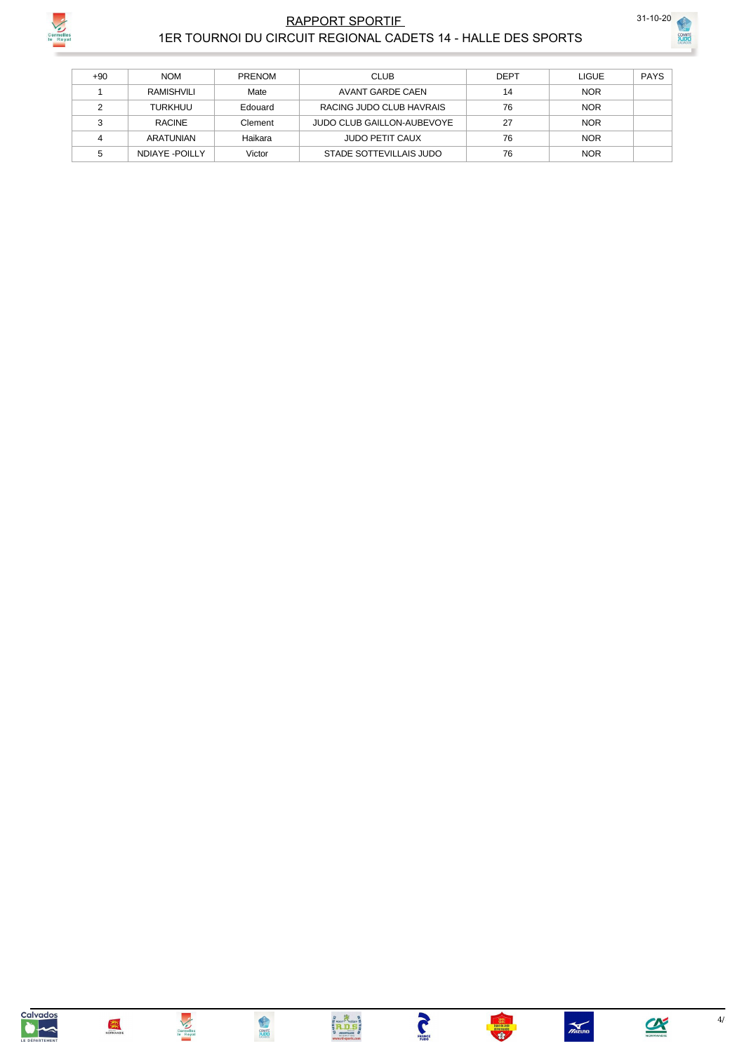| +90 | NOM | PRENOM | CLUB | DEPT | LIGUE | PAYS |
|---|---|---|---|---|---|---|
| 1 | RAMISHVILI | Mate | AVANT GARDE CAEN | 14 | NOR | |
| 2 | TURKHUU | Edouard | RACING JUDO CLUB HAVRAIS | 76 | NOR | |
| 3 | RACINE | Clement | JUDO CLUB GAILLON-AUBEVOYE | 27 | NOR | |
| 4 | ARATUNIAN | Haikara | JUDO PETIT CAUX | 76 | NOR | |
| 5 | NDIAYE -POILLY | Victor | STADE SOTTEVILLAIS JUDO | 76 | NOR | |